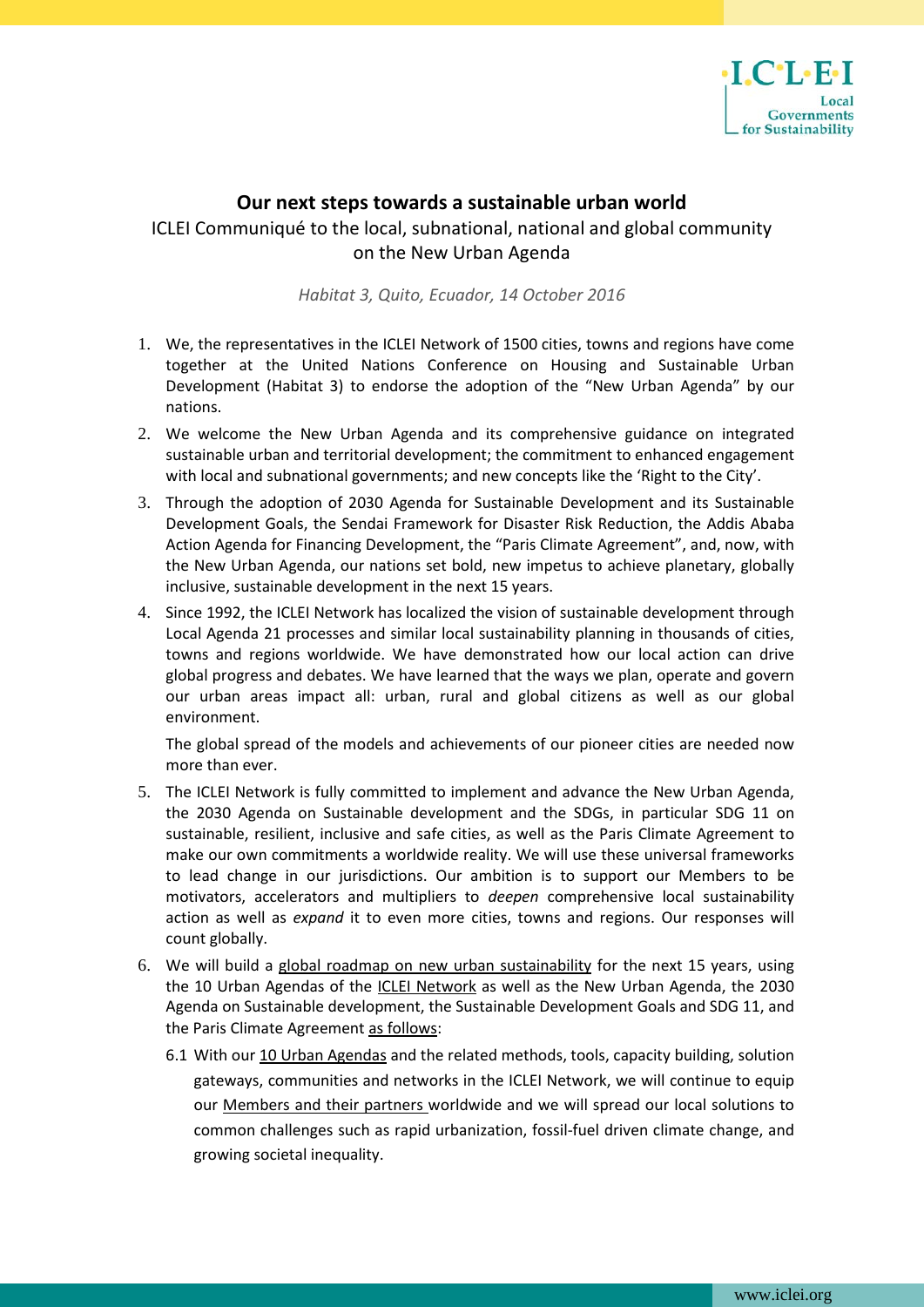# Our next steps towards a sustainable urban world

ICLEI Communiqué to the local, subnational, national and global community on the New Urban Agenda

*Habitat 3, Quito, Ecuador, 14 October 2016*

1. We, the representatives in the ICLEI Network of 1500 cities, towns and regions have come together at the United Nations Conference on Housing and Sustainable Urban Development (Habitat 3) to endorse the adoption of the "New Urban Agenda" by our nations.
2. We welcome the New Urban Agenda and its comprehensive guidance on integrated sustainable urban and territorial development; the commitment to enhanced engagement with local and subnational governments; and new concepts like the 'Right to the City'.
3. Through the adoption of 2030 Agenda for Sustainable Development and its Sustainable Development Goals, the Sendai Framework for Disaster Risk Reduction, the Addis Ababa Action Agenda for Financing Development, the "Paris Climate Agreement", and, now, with the New Urban Agenda, our nations set bold, new impetus to achieve planetary, globally inclusive, sustainable development in the next 15 years.
4. Since 1992, the ICLEI Network has localized the vision of sustainable development through Local Agenda 21 processes and similar local sustainability planning in thousands of cities, towns and regions worldwide. We have demonstrated how our local action can drive global progress and debates. We have learned that the ways we plan, operate and govern our urban areas impact all: urban, rural and global citizens as well as our global environment.

   The global spread of the models and achievements of our pioneer cities are needed now more than ever.
5. The ICLEI Network is fully committed to implement and advance the New Urban Agenda, the 2030 Agenda on Sustainable development and the SDGs, in particular SDG 11 on sustainable, resilient, inclusive and safe cities, as well as the Paris Climate Agreement to make our own commitments a worldwide reality. We will use these universal frameworks to lead change in our jurisdictions. Our ambition is to support our Members to be motivators, accelerators and multipliers to *deepen* comprehensive local sustainability action as well as *expand* it to even more cities, towns and regions. Our responses will count globally.
6. We will build a global roadmap on new urban sustainability for the next 15 years, using the 10 Urban Agendas of the ICLEI Network as well as the New Urban Agenda, the 2030 Agenda on Sustainable development, the Sustainable Development Goals and SDG 11, and the Paris Climate Agreement as follows:

   6.1 With our 10 Urban Agendas and the related methods, tools, capacity building, solution gateways, communities and networks in the ICLEI Network, we will continue to equip our Members and their partners worldwide and we will spread our local solutions to common challenges such as rapid urbanization, fossil-fuel driven climate change, and growing societal inequality.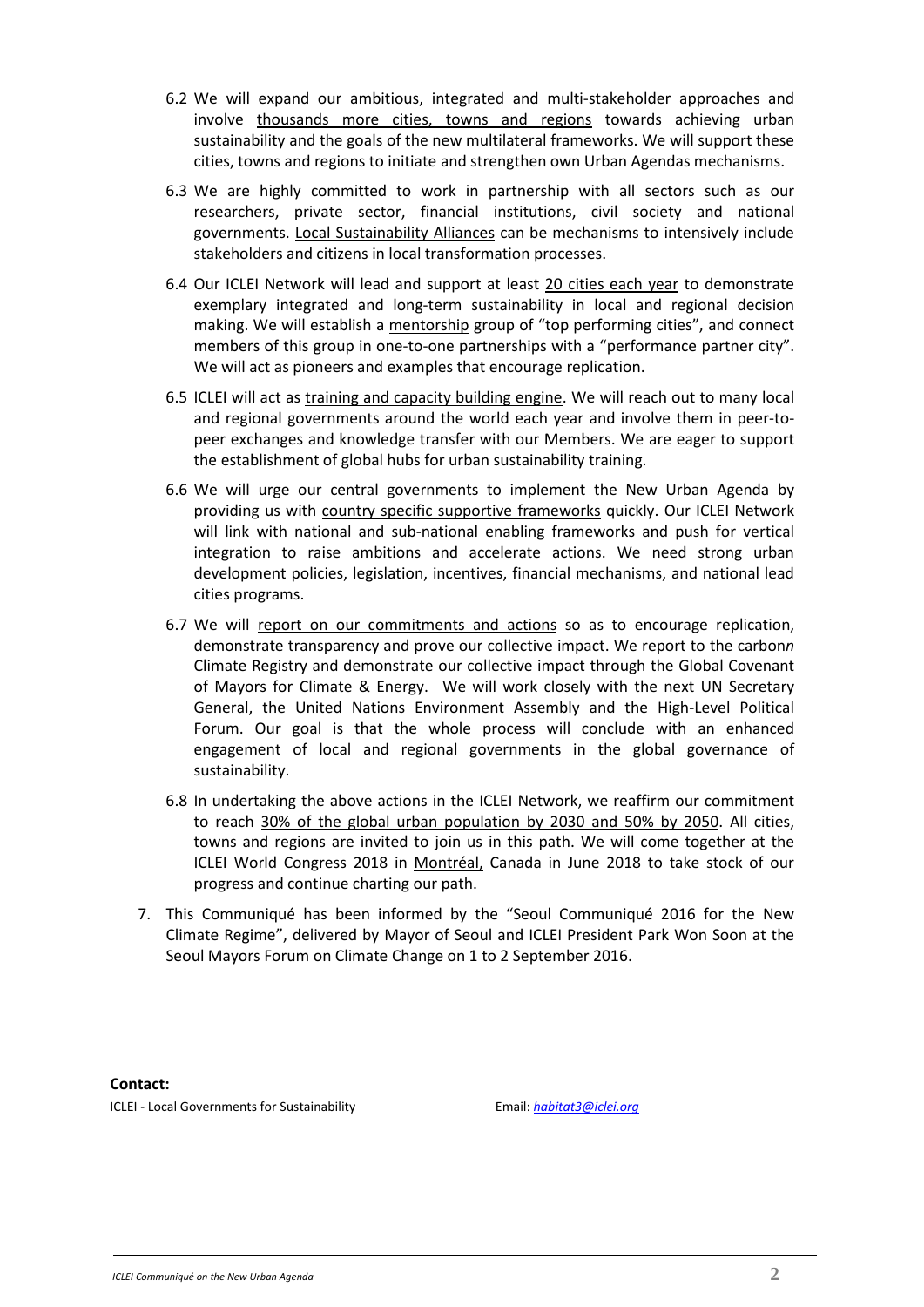6.2 We will expand our ambitious, integrated and multi-stakeholder approaches and involve thousands more cities, towns and regions towards achieving urban sustainability and the goals of the new multilateral frameworks. We will support these cities, towns and regions to initiate and strengthen own Urban Agendas mechanisms.

6.3 We are highly committed to work in partnership with all sectors such as our researchers, private sector, financial institutions, civil society and national governments. Local Sustainability Alliances can be mechanisms to intensively include stakeholders and citizens in local transformation processes.

6.4 Our ICLEI Network will lead and support at least 20 cities each year to demonstrate exemplary integrated and long-term sustainability in local and regional decision making. We will establish a mentorship group of "top performing cities", and connect members of this group in one-to-one partnerships with a "performance partner city". We will act as pioneers and examples that encourage replication.

6.5 ICLEI will act as training and capacity building engine. We will reach out to many local and regional governments around the world each year and involve them in peer-to-peer exchanges and knowledge transfer with our Members. We are eager to support the establishment of global hubs for urban sustainability training.

6.6 We will urge our central governments to implement the New Urban Agenda by providing us with country specific supportive frameworks quickly. Our ICLEI Network will link with national and sub-national enabling frameworks and push for vertical integration to raise ambitions and accelerate actions. We need strong urban development policies, legislation, incentives, financial mechanisms, and national lead cities programs.

6.7 We will report on our commitments and actions so as to encourage replication, demonstrate transparency and prove our collective impact. We report to the carbon*n* Climate Registry and demonstrate our collective impact through the Global Covenant of Mayors for Climate & Energy. We will work closely with the next UN Secretary General, the United Nations Environment Assembly and the High-Level Political Forum. Our goal is that the whole process will conclude with an enhanced engagement of local and regional governments in the global governance of sustainability.

6.8 In undertaking the above actions in the ICLEI Network, we reaffirm our commitment to reach 30% of the global urban population by 2030 and 50% by 2050. All cities, towns and regions are invited to join us in this path. We will come together at the ICLEI World Congress 2018 in Montréal, Canada in June 2018 to take stock of our progress and continue charting our path.

7. This Communiqué has been informed by the "Seoul Communiqué 2016 for the New Climate Regime", delivered by Mayor of Seoul and ICLEI President Park Won Soon at the Seoul Mayors Forum on Climate Change on 1 to 2 September 2016.

**Contact:**

ICLEI - Local Governments for Sustainability

Email: *habitat3@iclei.org*